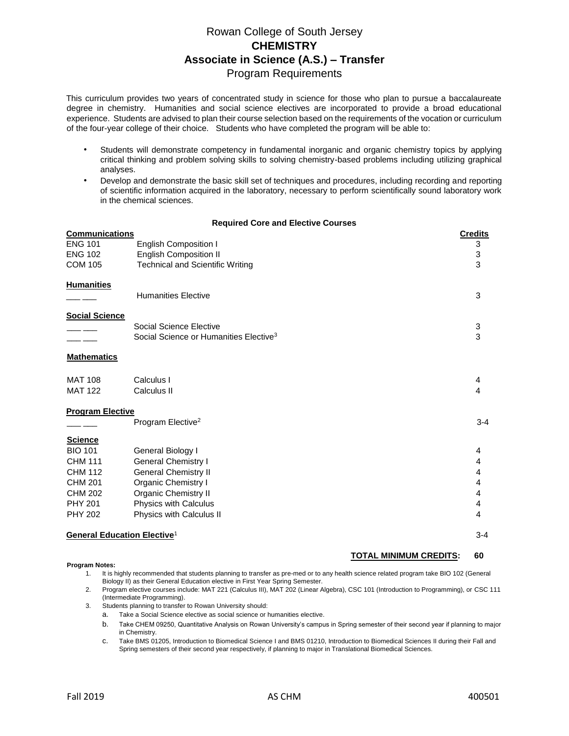# Rowan College of South Jersey
## CHEMISTRY
## Associate in Science (A.S.) – Transfer
### Program Requirements

This curriculum provides two years of concentrated study in science for those who plan to pursue a baccalaureate degree in chemistry. Humanities and social science electives are incorporated to provide a broad educational experience. Students are advised to plan their course selection based on the requirements of the vocation or curriculum of the four-year college of their choice. Students who have completed the program will be able to:

- Students will demonstrate competency in fundamental inorganic and organic chemistry topics by applying critical thinking and problem solving skills to solving chemistry-based problems including utilizing graphical analyses.
- Develop and demonstrate the basic skill set of techniques and procedures, including recording and reporting of scientific information acquired in the laboratory, necessary to perform scientifically sound laboratory work in the chemical sciences.

**Required Core and Elective Courses**

| Course | Title | Credits |
|---|---|---|
| **Communications** | | |
| ENG 101 | English Composition I | 3 |
| ENG 102 | English Composition II | 3 |
| COM 105 | Technical and Scientific Writing | 3 |
| **Humanities** | | |
| ___ ___ | Humanities Elective | 3 |
| **Social Science** | | |
| ___ ___ | Social Science Elective | 3 |
| ___ ___ | Social Science or Humanities Elective[3] | 3 |
| **Mathematics** | | |
| MAT 108 | Calculus I | 4 |
| MAT 122 | Calculus II | 4 |
| **Program Elective** | | |
| ___ ___ | Program Elective[2] | 3-4 |
| **Science** | | |
| BIO 101 | General Biology I | 4 |
| CHM 111 | General Chemistry I | 4 |
| CHM 112 | General Chemistry II | 4 |
| CHM 201 | Organic Chemistry I | 4 |
| CHM 202 | Organic Chemistry II | 4 |
| PHY 201 | Physics with Calculus | 4 |
| PHY 202 | Physics with Calculus II | 4 |
| **General Education Elective[1]** | | 3-4 |
| | **TOTAL MINIMUM CREDITS:** | **60** |

**Program Notes:**

1. It is highly recommended that students planning to transfer as pre-med or to any health science related program take BIO 102 (General Biology II) as their General Education elective in First Year Spring Semester.
2. Program elective courses include: MAT 221 (Calculus III), MAT 202 (Linear Algebra), CSC 101 (Introduction to Programming), or CSC 111 (Intermediate Programming).
3. Students planning to transfer to Rowan University should:
   a. Take a Social Science elective as social science or humanities elective.
   b. Take CHEM 09250, Quantitative Analysis on Rowan University's campus in Spring semester of their second year if planning to major in Chemistry.
   c. Take BMS 01205, Introduction to Biomedical Science I and BMS 01210, Introduction to Biomedical Sciences II during their Fall and Spring semesters of their second year respectively, if planning to major in Translational Biomedical Sciences.

Fall 2019 AS CHM 400501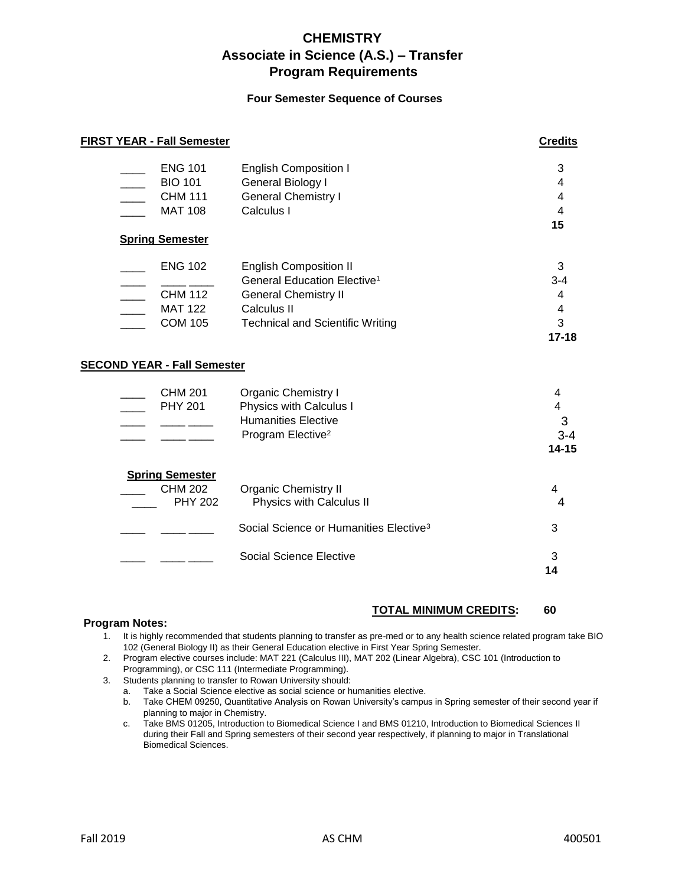# CHEMISTRY
## Associate in Science (A.S.) – Transfer
## Program Requirements

**Four Semester Sequence of Courses**

**FIRST YEAR - Fall Semester**

| | Course | Title | Credits |
|---|---|---|---|
| ____ | ENG 101 | English Composition I | 3 |
| ____ | BIO 101 | General Biology I | 4 |
| ____ | CHM 111 | General Chemistry I | 4 |
| ____ | MAT 108 | Calculus I | 4 |
| | | | **15** |

**Spring Semester**

| | Course | Title | Credits |
|---|---|---|---|
| ____ | ENG 102 | English Composition II | 3 |
| ____ | ____ ____ | General Education Elective[1] | 3-4 |
| ____ | CHM 112 | General Chemistry II | 4 |
| ____ | MAT 122 | Calculus II | 4 |
| ____ | COM 105 | Technical and Scientific Writing | 3 |
| | | | **17-18** |

**SECOND YEAR - Fall Semester**

| | Course | Title | Credits |
|---|---|---|---|
| ____ | CHM 201 | Organic Chemistry I | 4 |
| ____ | PHY 201 | Physics with Calculus I | 4 |
| ____ | ____ ____ | Humanities Elective | 3 |
| ____ | ____ ____ | Program Elective[2] | 3-4 |
| | | | **14-15** |

**Spring Semester**

| | Course | Title | Credits |
|---|---|---|---|
| ____ | CHM 202 | Organic Chemistry II | 4 |
| ____ | PHY 202 | Physics with Calculus II | 4 |
| ____ | ____ ____ | Social Science or Humanities Elective[3] | 3 |
| ____ | ____ ____ | Social Science Elective | 3 |
| | | | **14** |

**TOTAL MINIMUM CREDITS: 60**

**Program Notes:**

1. It is highly recommended that students planning to transfer as pre-med or to any health science related program take BIO 102 (General Biology II) as their General Education elective in First Year Spring Semester.
2. Program elective courses include: MAT 221 (Calculus III), MAT 202 (Linear Algebra), CSC 101 (Introduction to Programming), or CSC 111 (Intermediate Programming).
3. Students planning to transfer to Rowan University should:
   a. Take a Social Science elective as social science or humanities elective.
   b. Take CHEM 09250, Quantitative Analysis on Rowan University's campus in Spring semester of their second year if planning to major in Chemistry.
   c. Take BMS 01205, Introduction to Biomedical Science I and BMS 01210, Introduction to Biomedical Sciences II during their Fall and Spring semesters of their second year respectively, if planning to major in Translational Biomedical Sciences.

Fall 2019 AS CHM 400501